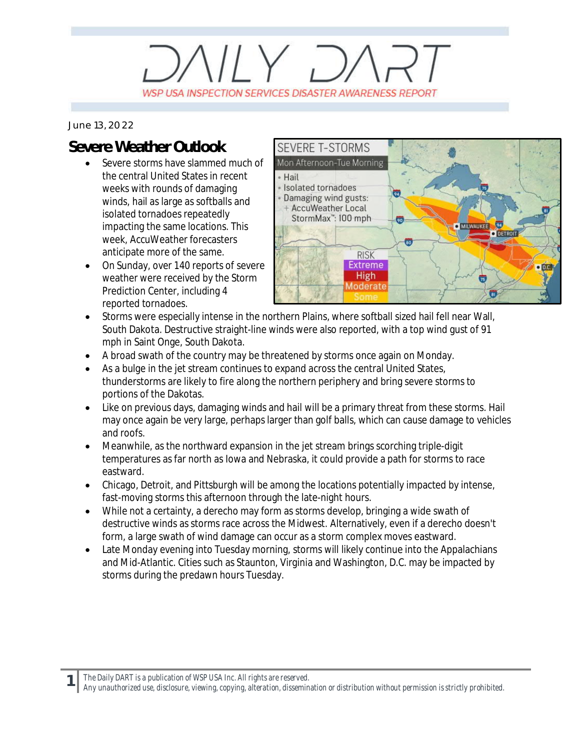# DAILY DART

WSP USA INSPECTION SERVICES DISASTER AWARENESS REPORT

June 13, 2022

## Severe Weather Outlook

SEVERE T-STORMS

Mon Afternoon-Tue Morning

- Hail
- Isolated tornadoes
- Damaging wind gusts:
  - AccuWeather Local StormMax™: 100 mph

RISK

Extreme

High

Moderate

Some

MILWAUKEE

DETROIT

D.C.

- Severe storms have slammed much of the central United States in recent weeks with rounds of damaging winds, hail as large as softballs and isolated tornadoes repeatedly impacting the same locations. This week, AccuWeather forecasters anticipate more of the same.
- On Sunday, over 140 reports of severe weather were received by the Storm Prediction Center, including 4 reported tornadoes.
- Storms were especially intense in the northern Plains, where softball sized hail fell near Wall, South Dakota. Destructive straight-line winds were also reported, with a top wind gust of 91 mph in Saint Onge, South Dakota.
- A broad swath of the country may be threatened by storms once again on Monday.
- As a bulge in the jet stream continues to expand across the central United States, thunderstorms are likely to fire along the northern periphery and bring severe storms to portions of the Dakotas.
- Like on previous days, damaging winds and hail will be a primary threat from these storms. Hail may once again be very large, perhaps larger than golf balls, which can cause damage to vehicles and roofs.
- Meanwhile, as the northward expansion in the jet stream brings scorching triple-digit temperatures as far north as Iowa and Nebraska, it could provide a path for storms to race eastward.
- Chicago, Detroit, and Pittsburgh will be among the locations potentially impacted by intense, fast-moving storms this afternoon through the late-night hours.
- While not a certainty, a derecho may form as storms develop, bringing a wide swath of destructive winds as storms race across the Midwest. Alternatively, even if a derecho doesn't form, a large swath of wind damage can occur as a storm complex moves eastward.
- Late Monday evening into Tuesday morning, storms will likely continue into the Appalachians and Mid-Atlantic. Cities such as Staunton, Virginia and Washington, D.C. may be impacted by storms during the predawn hours Tuesday.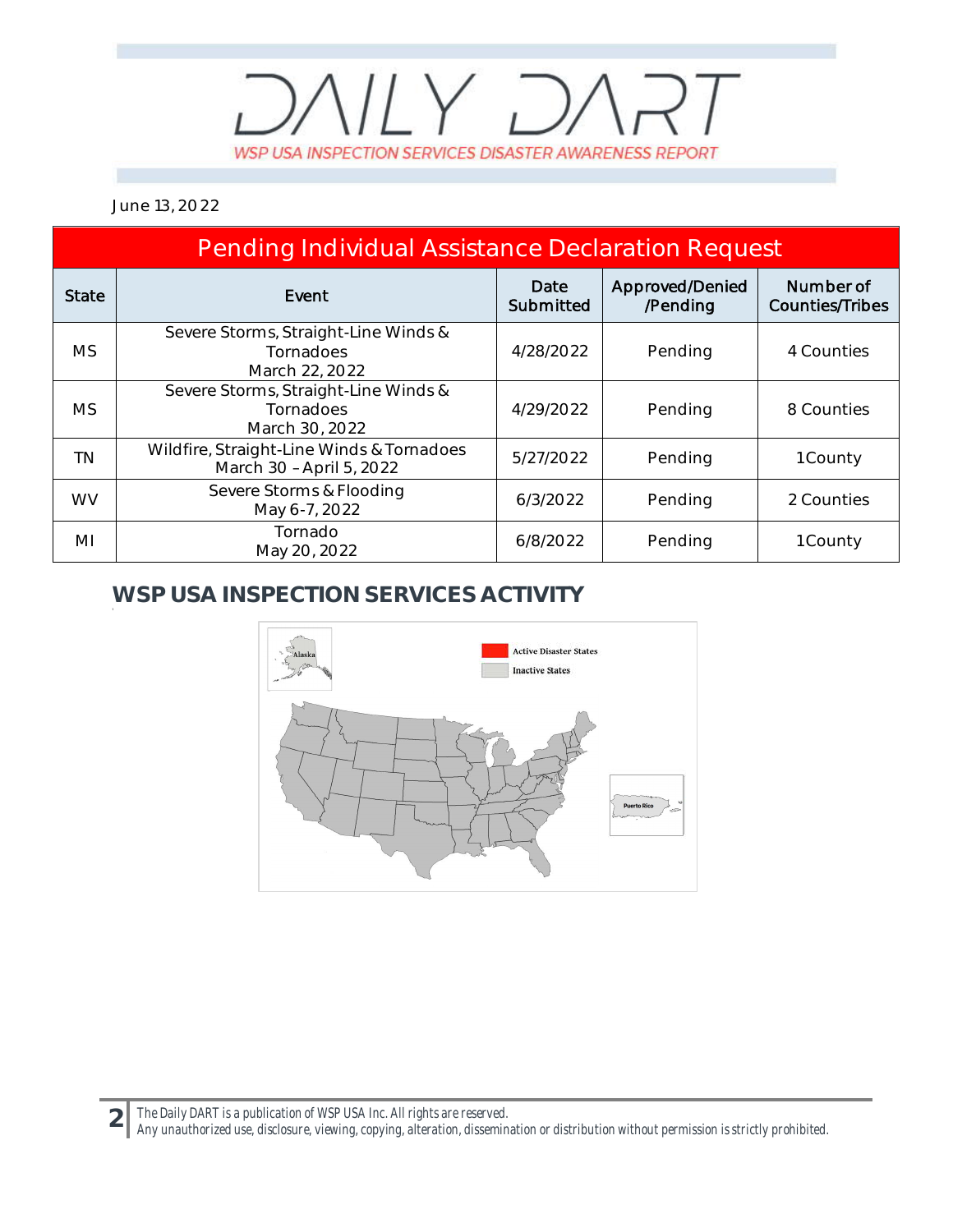# DAILY DART

WSP USA INSPECTION SERVICES DISASTER AWARENESS REPORT

June 13, 2022

## Pending Individual Assistance Declaration Request

| State | Event | Date Submitted | Approved/Denied /Pending | Number of Counties/Tribes |
|---|---|---|---|---|
| MS | Severe Storms, Straight-Line Winds & Tornadoes March 22, 2022 | 4/28/2022 | Pending | 4 Counties |
| MS | Severe Storms, Straight-Line Winds & Tornadoes March 30, 2022 | 4/29/2022 | Pending | 8 Counties |
| TN | Wildfire, Straight-Line Winds & Tornadoes March 30 – April 5, 2022 | 5/27/2022 | Pending | 1 County |
| WV | Severe Storms & Flooding May 6-7, 2022 | 6/3/2022 | Pending | 2 Counties |
| MI | Tornado May 20, 2022 | 6/8/2022 | Pending | 1 County |

## WSP USA INSPECTION SERVICES ACTIVITY

Alaska

Active Disaster States

Inactive States

Puerto Rico

The Daily DART is a publication of WSP USA Inc. All rights are reserved.
Any unauthorized use, disclosure, viewing, copying, alteration, dissemination or distribution without permission is strictly prohibited.